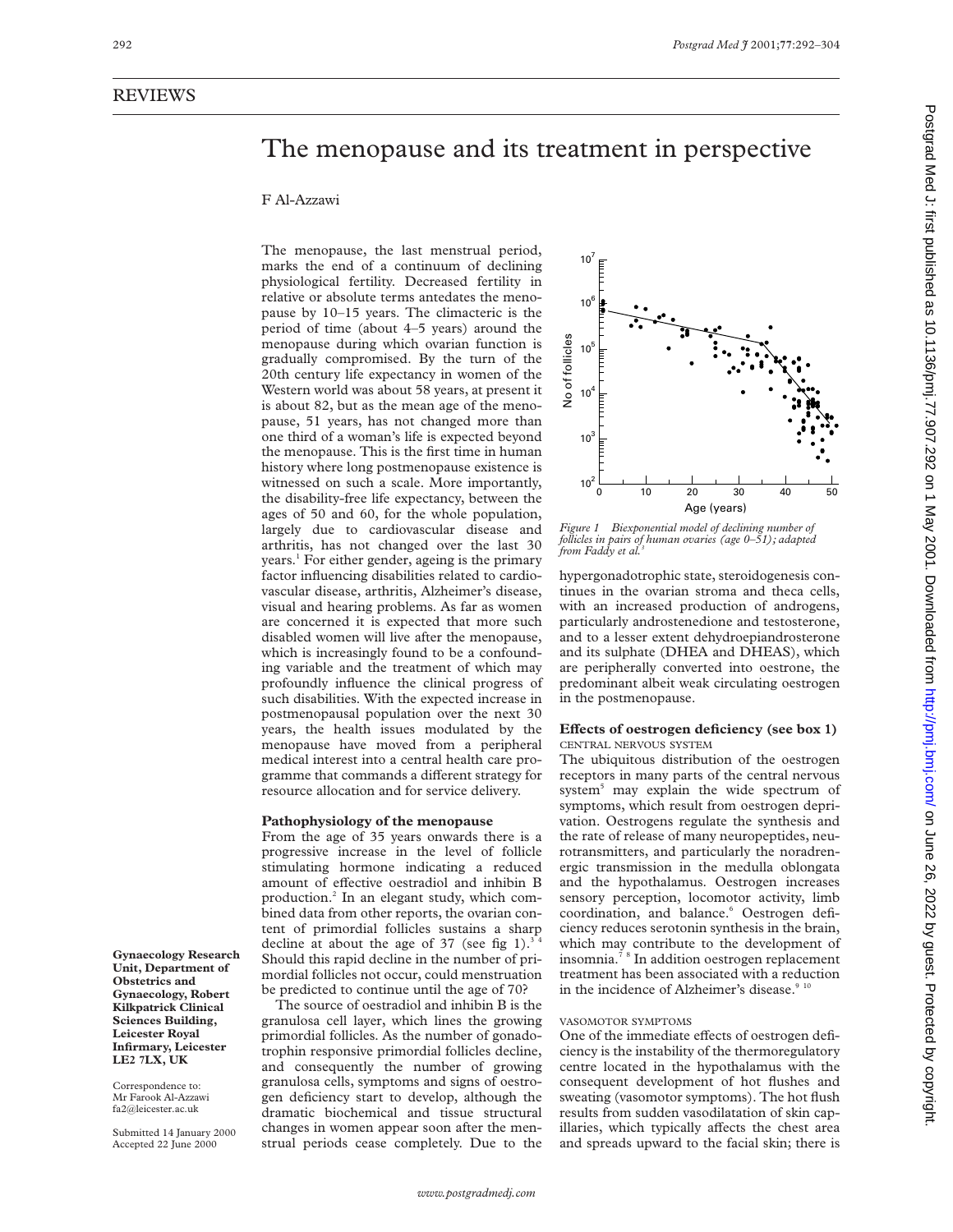REVIEWS

# The menopause and its treatment in perspective

F Al-Azzawi

The menopause, the last menstrual period, marks the end of a continuum of declining physiological fertility. Decreased fertility in relative or absolute terms antedates the menopause by 10–15 years. The climacteric is the period of time (about 4–5 years) around the menopause during which ovarian function is gradually compromised. By the turn of the 20th century life expectancy in women of the Western world was about 58 years, at present it is about 82, but as the mean age of the menopause, 51 years, has not changed more than one third of a woman's life is expected beyond the menopause. This is the first time in human history where long postmenopause existence is witnessed on such a scale. More importantly, the disability-free life expectancy, between the ages of 50 and 60, for the whole population, largely due to cardiovascular disease and arthritis, has not changed over the last 30 years.[1] For either gender, ageing is the primary factor influencing disabilities related to cardiovascular disease, arthritis, Alzheimer's disease, visual and hearing problems. As far as women are concerned it is expected that more such disabled women will live after the menopause, which is increasingly found to be a confounding variable and the treatment of which may profoundly influence the clinical progress of such disabilities. With the expected increase in postmenopausal population over the next 30 years, the health issues modulated by the menopause have moved from a peripheral medical interest into a central health care programme that commands a different strategy for resource allocation and for service delivery.

## Pathophysiology of the menopause

From the age of 35 years onwards there is a progressive increase in the level of follicle stimulating hormone indicating a reduced amount of effective oestradiol and inhibin B production.[2] In an elegant study, which combined data from other reports, the ovarian content of primordial follicles sustains a sharp decline at about the age of 37 (see fig 1).[3 4] Should this rapid decline in the number of primordial follicles not occur, could menstruation be predicted to continue until the age of 70?

The source of oestradiol and inhibin B is the granulosa cell layer, which lines the growing primordial follicles. As the number of gonadotrophin responsive primordial follicles decline, and consequently the number of growing granulosa cells, symptoms and signs of oestrogen deficiency start to develop, although the dramatic biochemical and tissue structural changes in women appear soon after the menstrual periods cease completely. Due to the hypergonadotrophic state, steroidogenesis continues in the ovarian stroma and theca cells, with an increased production of androgens, particularly androstenedione and testosterone, and to a lesser extent dehydroepiandrosterone and its sulphate (DHEA and DHEAS), which are peripherally converted into oestrone, the predominant albeit weak circulating oestrogen in the postmenopause.

*Figure 1 Biexponential model of declining number of follicles in pairs of human ovaries (age 0–51); adapted from Faddy et al.[3]*

## Effects of oestrogen deficiency (see box 1)

### CENTRAL NERVOUS SYSTEM

The ubiquitous distribution of the oestrogen receptors in many parts of the central nervous system[5] may explain the wide spectrum of symptoms, which result from oestrogen deprivation. Oestrogens regulate the synthesis and the rate of release of many neuropeptides, neurotransmitters, and particularly the noradrenergic transmission in the medulla oblongata and the hypothalamus. Oestrogen increases sensory perception, locomotor activity, limb coordination, and balance.[6] Oestrogen deficiency reduces serotonin synthesis in the brain, which may contribute to the development of insomnia.[7 8] In addition oestrogen replacement treatment has been associated with a reduction in the incidence of Alzheimer's disease.[9 10]

### VASOMOTOR SYMPTOMS

One of the immediate effects of oestrogen deficiency is the instability of the thermoregulatory centre located in the hypothalamus with the consequent development of hot flushes and sweating (vasomotor symptoms). The hot flush results from sudden vasodilatation of skin capillaries, which typically affects the chest area and spreads upward to the facial skin; there is

**Gynaecology Research Unit, Department of Obstetrics and Gynaecology, Robert Kilkpatrick Clinical Sciences Building, Leicester Royal Infirmary, Leicester LE2 7LX, UK**

Correspondence to: Mr Farook Al-Azzawi fa2@leicester.ac.uk

Submitted 14 January 2000
Accepted 22 June 2000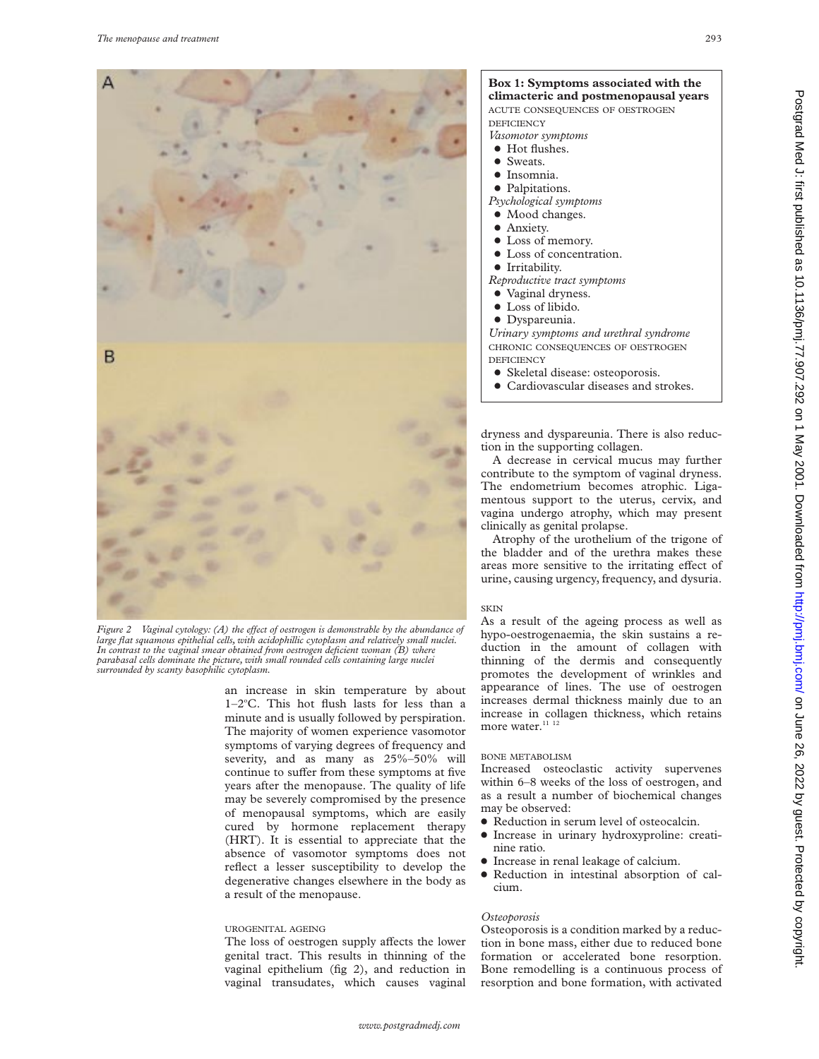Figure 2 Vaginal cytology: (A) the effect of oestrogen is demonstrable by the abundance of large flat squamous epithelial cells, with acidophillic cytoplasm and relatively small nuclei. In contrast to the vaginal smear obtained from oestrogen deficient woman (B) where parabasal cells dominate the picture, with small rounded cells containing large nuclei surrounded by scanty basophilic cytoplasm.

an increase in skin temperature by about 1–2°C. This hot flush lasts for less than a minute and is usually followed by perspiration. The majority of women experience vasomotor symptoms of varying degrees of frequency and severity, and as many as 25%–50% will continue to suffer from these symptoms at five years after the menopause. The quality of life may be severely compromised by the presence of menopausal symptoms, which are easily cured by hormone replacement therapy (HRT). It is essential to appreciate that the absence of vasomotor symptoms does not reflect a lesser susceptibility to develop the degenerative changes elsewhere in the body as a result of the menopause.

### UROGENITAL AGEING

The loss of oestrogen supply affects the lower genital tract. This results in thinning of the vaginal epithelium (fig 2), and reduction in vaginal transudates, which causes vaginal dryness and dyspareunia. There is also reduction in the supporting collagen.

A decrease in cervical mucus may further contribute to the symptom of vaginal dryness. The endometrium becomes atrophic. Ligamentous support to the uterus, cervix, and vagina undergo atrophy, which may present clinically as genital prolapse.

Atrophy of the urothelium of the trigone of the bladder and of the urethra makes these areas more sensitive to the irritating effect of urine, causing urgency, frequency, and dysuria.

**Box 1: Symptoms associated with the climacteric and postmenopausal years**

ACUTE CONSEQUENCES OF OESTROGEN DEFICIENCY

*Vasomotor symptoms*
- Hot flushes.
- Sweats.
- Insomnia.
- Palpitations.

*Psychological symptoms*
- Mood changes.
- Anxiety.
- Loss of memory.
- Loss of concentration.
- Irritability.

*Reproductive tract symptoms*
- Vaginal dryness.
- Loss of libido.
- Dyspareunia.

*Urinary symptoms and urethral syndrome*

CHRONIC CONSEQUENCES OF OESTROGEN DEFICIENCY
- Skeletal disease: osteoporosis.
- Cardiovascular diseases and strokes.

### SKIN

As a result of the ageing process as well as hypo-oestrogenaemia, the skin sustains a reduction in the amount of collagen with thinning of the dermis and consequently promotes the development of wrinkles and appearance of lines. The use of oestrogen increases dermal thickness mainly due to an increase in collagen thickness, which retains more water.[11 12]

### BONE METABOLISM

Increased osteoclastic activity supervenes within 6–8 weeks of the loss of oestrogen, and as a result a number of biochemical changes may be observed:
- Reduction in serum level of osteocalcin.
- Increase in urinary hydroxyproline: creatinine ratio.
- Increase in renal leakage of calcium.
- Reduction in intestinal absorption of calcium.

#### *Osteoporosis*

Osteoporosis is a condition marked by a reduction in bone mass, either due to reduced bone formation or accelerated bone resorption. Bone remodelling is a continuous process of resorption and bone formation, with activated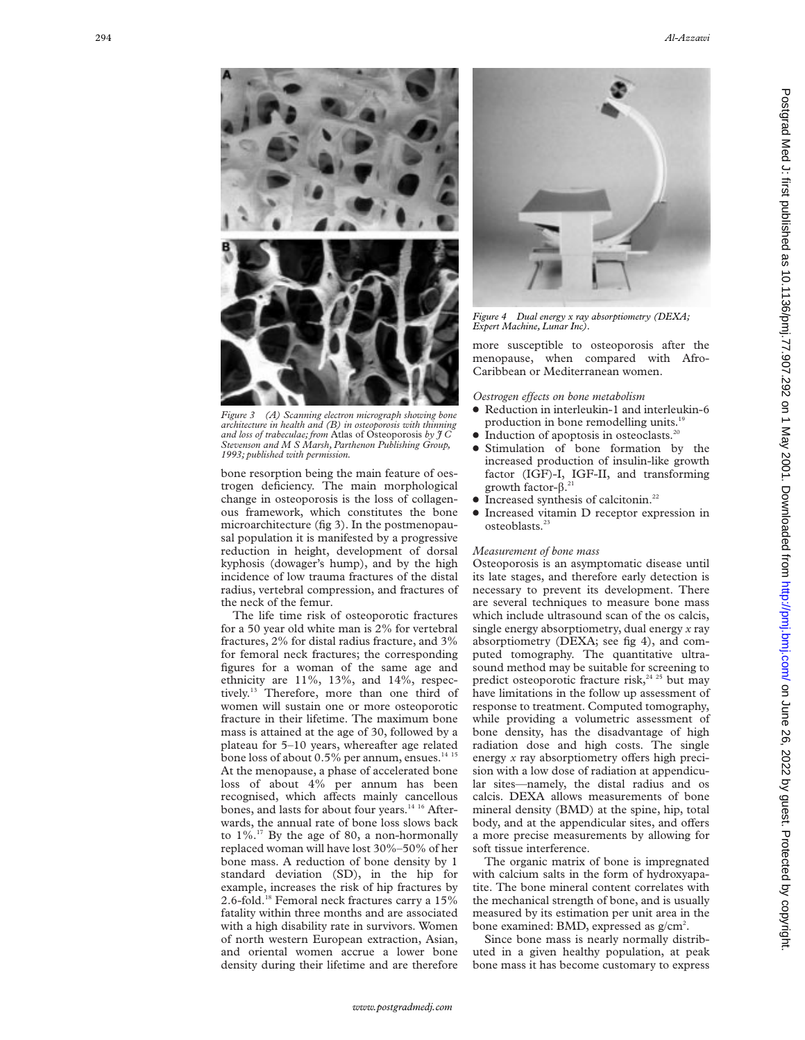Figure 3 (A) Scanning electron micrograph showing bone architecture in health and (B) in osteoporosis with thinning and loss of trabeculae; from Atlas of Osteoporosis by J C Stevenson and M S Marsh, Parthenon Publishing Group, 1993; published with permission.

bone resorption being the main feature of oestrogen deficiency. The main morphological change in osteoporosis is the loss of collagenous framework, which constitutes the bone microarchitecture (fig 3). In the postmenopausal population it is manifested by a progressive reduction in height, development of dorsal kyphosis (dowager's hump), and by the high incidence of low trauma fractures of the distal radius, vertebral compression, and fractures of the neck of the femur.

The life time risk of osteoporotic fractures for a 50 year old white man is 2% for vertebral fractures, 2% for distal radius fracture, and 3% for femoral neck fractures; the corresponding figures for a woman of the same age and ethnicity are 11%, 13%, and 14%, respectively.[13] Therefore, more than one third of women will sustain one or more osteoporotic fracture in their lifetime. The maximum bone mass is attained at the age of 30, followed by a plateau for 5–10 years, whereafter age related bone loss of about 0.5% per annum, ensues.[14 15] At the menopause, a phase of accelerated bone loss of about 4% per annum has been recognised, which affects mainly cancellous bones, and lasts for about four years.[14 16] Afterwards, the annual rate of bone loss slows back to 1%.[17] By the age of 80, a non-hormonally replaced woman will have lost 30%–50% of her bone mass. A reduction of bone density by 1 standard deviation (SD), in the hip for example, increases the risk of hip fractures by 2.6-fold.[18] Femoral neck fractures carry a 15% fatality within three months and are associated with a high disability rate in survivors. Women of north western European extraction, Asian, and oriental women accrue a lower bone density during their lifetime and are therefore more susceptible to osteoporosis after the menopause, when compared with Afro-Caribbean or Mediterranean women.

Figure 4 Dual energy x ray absorptiometry (DEXA; Expert Machine, Lunar Inc).

*Oestrogen effects on bone metabolism*

- Reduction in interleukin-1 and interleukin-6 production in bone remodelling units.[19]
- Induction of apoptosis in osteoclasts.[20]
- Stimulation of bone formation by the increased production of insulin-like growth factor (IGF)-I, IGF-II, and transforming growth factor-β.[21]
- Increased synthesis of calcitonin.[22]
- Increased vitamin D receptor expression in osteoblasts.[23]

*Measurement of bone mass*

Osteoporosis is an asymptomatic disease until its late stages, and therefore early detection is necessary to prevent its development. There are several techniques to measure bone mass which include ultrasound scan of the os calcis, single energy absorptiometry, dual energy *x* ray absorptiometry (DEXA; see fig 4), and computed tomography. The quantitative ultrasound method may be suitable for screening to predict osteoporotic fracture risk,[24 25] but may have limitations in the follow up assessment of response to treatment. Computed tomography, while providing a volumetric assessment of bone density, has the disadvantage of high radiation dose and high costs. The single energy *x* ray absorptiometry offers high precision with a low dose of radiation at appendicular sites—namely, the distal radius and os calcis. DEXA allows measurements of bone mineral density (BMD) at the spine, hip, total body, and at the appendicular sites, and offers a more precise measurements by allowing for soft tissue interference.

The organic matrix of bone is impregnated with calcium salts in the form of hydroxyapatite. The bone mineral content correlates with the mechanical strength of bone, and is usually measured by its estimation per unit area in the bone examined: BMD, expressed as $g/cm^2$.

Since bone mass is nearly normally distributed in a given healthy population, at peak bone mass it has become customary to express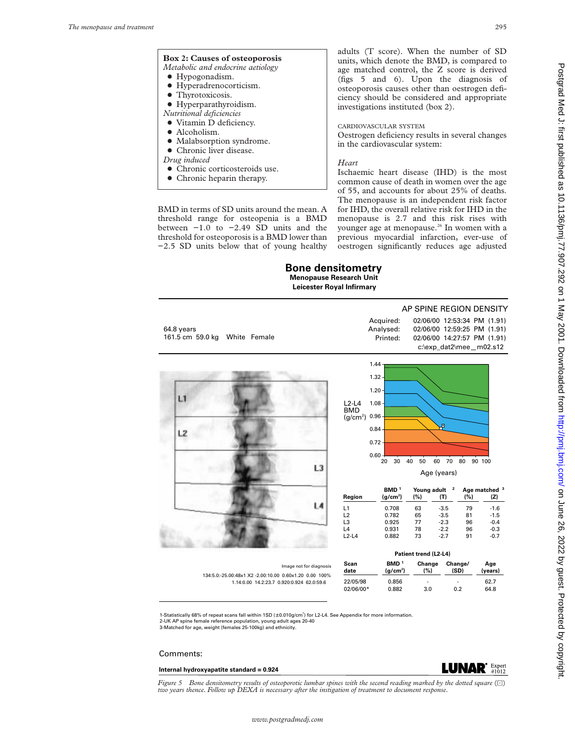**Box 2: Causes of osteoporosis**

*Metabolic and endocrine aetiology*

- Hypogonadism.
- Hyperadrenocorticism.
- Thyrotoxicosis.
- Hyperparathyroidism.

*Nutritional deficiencies*

- Vitamin D deficiency.
- Alcoholism.
- Malabsorption syndrome.
- Chronic liver disease.

*Drug induced*

- Chronic corticosteroids use.
- Chronic heparin therapy.

BMD in terms of SD units around the mean. A threshold range for osteopenia is a BMD between −1.0 to −2.49 SD units and the threshold for osteoporosis is a BMD lower than −2.5 SD units below that of young healthy adults (T score). When the number of SD units, which denote the BMD, is compared to age matched control, the Z score is derived (figs 5 and 6). Upon the diagnosis of osteoporosis causes other than oestrogen deficiency should be considered and appropriate investigations instituted (box 2).

CARDIOVASCULAR SYSTEM

Oestrogen deficiency results in several changes in the cardiovascular system:

*Heart*

Ischaemic heart disease (IHD) is the most common cause of death in women over the age of 55, and accounts for about 25% of deaths. The menopause is an independent risk factor for IHD, the overall relative risk for IHD in the menopause is 2.7 and this risk rises with younger age at menopause.[26] In women with a previous myocardial infarction, ever-use of oestrogen significantly reduces age adjusted

**Bone densitometry**
**Menopause Research Unit**
**Leicester Royal Infirmary**

AP SPINE REGION DENSITY

64.8 years
161.5 cm 59.0 kg White Female

Acquired: 02/06/00 12:53:34 PM (1.91)
Analysed: 02/06/00 12:59:25 PM (1.91)
Printed: 02/06/00 14:27:57 PM (1.91)
c:\exp_dat2\mee__m02.s12

L1
L2
L3
L4

L2-L4 BMD (g/cm²)
1.44
1.32
1.20
1.08
0.96
0.84
0.72
0.60
20 30 40 50 60 70 80 90 100
Age (years)

| Region | BMD [1] (g/cm²) | Young adult [2] (%) | (T) | Age matched [3] (%) | (Z) |
|---|---|---|---|---|---|
| L1 | 0.708 | 63 | -3.5 | 79 | -1.6 |
| L2 | 0.782 | 65 | -3.5 | 81 | -1.5 |
| L3 | 0.925 | 77 | -2.3 | 96 | -0.4 |
| L4 | 0.931 | 78 | -2.2 | 96 | -0.3 |
| L2-L4 | 0.882 | 73 | -2.7 | 91 | -0.7 |

Image not for diagnosis
134:5.0:-25.00:48x1 X2 -2.00:10.00 0.60x1.20 0.00 100%
1.14:0.00 14.2:23.7 0.920:0.924 62.0:59.6

**Patient trend (L2-L4)**

| Scan date | BMD [1] (g/cm²) | Change (%) | Change/ (SD) | Age (years) |
|---|---|---|---|---|
| 22/05/98 | 0.856 | - | - | 62.7 |
| 02/06/00* | 0.882 | 3.0 | 0.2 | 64.8 |

1-Statistically 68% of repeat scans fall within 1SD (±0.010g/cm²) for L2-L4. See Appendix for more information.
2-UK AP spine female reference population, young adult ages 20-40
3-Matched for age, weight (females 25-100kg) and ethnicity.

Comments:

**Internal hydroxyapatite standard = 0.924**

LUNAR Expert #1012

*Figure 5 Bone densitometry results of osteoporotic lumbar spines with the second reading marked by the dotted square (⊡) two years thence. Follow up DEXA is necessary after the instigation of treatment to document response.*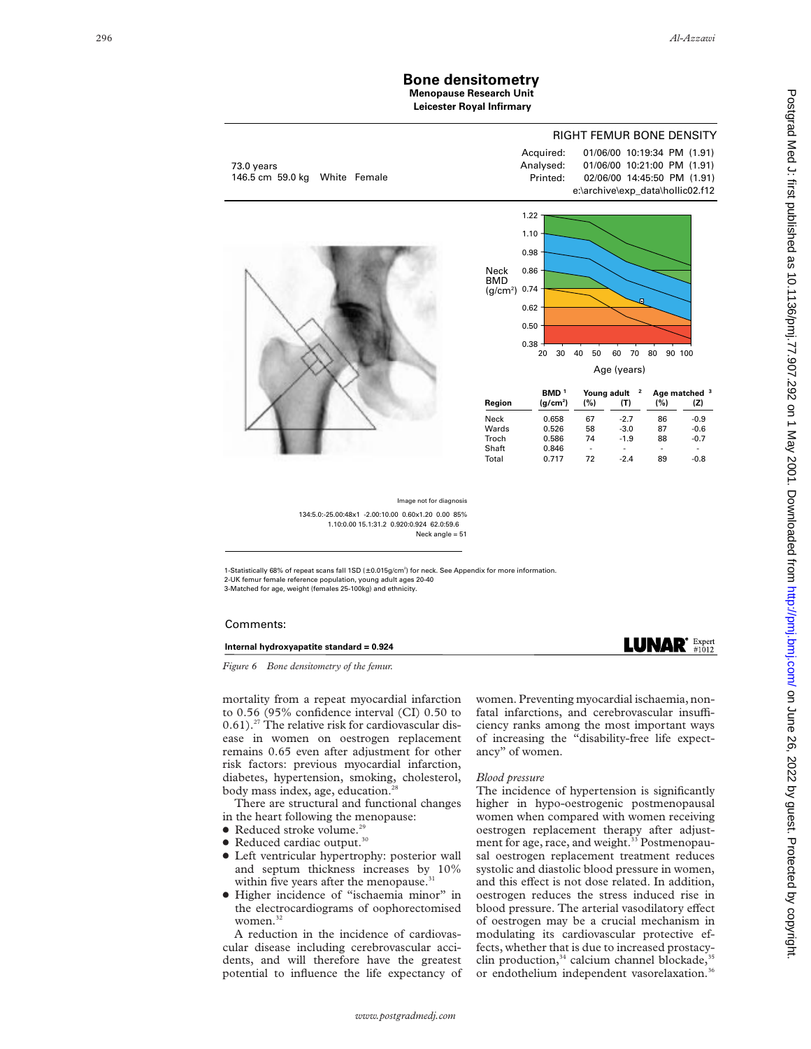# Bone densitometry

**Menopause Research Unit**
**Leicester Royal Infirmary**

RIGHT FEMUR BONE DENSITY

73.0 years
146.5 cm 59.0 kg White Female

Acquired: 01/06/00 10:19:34 PM (1.91)
Analysed: 01/06/00 10:21:00 PM (1.91)
Printed: 02/06/00 14:45:50 PM (1.91)
e:\archive\exp_data\hollic02.f12

Neck BMD (g/cm²)
1.22
1.10
0.98
0.86
0.74
0.62
0.50
0.38
20 30 40 50 60 70 80 90 100
Age (years)

| Region | BMD [1] ($g/cm^2$) | Young adult [2] (%) | Young adult [2] (T) | Age matched [3] (%) | Age matched [3] (Z) |
|---|---|---|---|---|---|
| Neck | 0.658 | 67 | -2.7 | 86 | -0.9 |
| Wards | 0.526 | 58 | -3.0 | 87 | -0.6 |
| Troch | 0.586 | 74 | -1.9 | 88 | -0.7 |
| Shaft | 0.846 | - | - | - | - |
| Total | 0.717 | 72 | -2.4 | 89 | -0.8 |

Image not for diagnosis
134:5.0:-25.00:48x1 -2.00:10.00 0.60x1.20 0.00 85%
1.10:0.00 15.1:31.2 0.920:0.924 62.0:59.6
Neck angle = 51

1-Statistically 68% of repeat scans fall 1SD (±0.015g/cm²) for neck. See Appendix for more information.
2-UK femur female reference population, young adult ages 20-40
3-Matched for age, weight (females 25-100kg) and ethnicity.

Comments:

**Internal hydroxyapatite standard = 0.924**

LUNAR Expert #1012

*Figure 6 Bone densitometry of the femur.*

mortality from a repeat myocardial infarction to 0.56 (95% confidence interval (CI) 0.50 to 0.61).[27] The relative risk for cardiovascular disease in women on oestrogen replacement remains 0.65 even after adjustment for other risk factors: previous myocardial infarction, diabetes, hypertension, smoking, cholesterol, body mass index, age, education.[28]

There are structural and functional changes in the heart following the menopause:

- Reduced stroke volume.[29]
- Reduced cardiac output.[30]
- Left ventricular hypertrophy: posterior wall and septum thickness increases by 10% within five years after the menopause.[31]
- Higher incidence of "ischaemia minor" in the electrocardiograms of oophorectomised women.[32]

A reduction in the incidence of cardiovascular disease including cerebrovascular accidents, and will therefore have the greatest potential to influence the life expectancy of women. Preventing myocardial ischaemia, non-fatal infarctions, and cerebrovascular insufficiency ranks among the most important ways of increasing the "disability-free life expectancy" of women.

*Blood pressure*

The incidence of hypertension is significantly higher in hypo-oestrogenic postmenopausal women when compared with women receiving oestrogen replacement therapy after adjustment for age, race, and weight.[33] Postmenopausal oestrogen replacement treatment reduces systolic and diastolic blood pressure in women, and this effect is not dose related. In addition, oestrogen reduces the stress induced rise in blood pressure. The arterial vasodilatory effect of oestrogen may be a crucial mechanism in modulating its cardiovascular protective effects, whether that is due to increased prostacyclin production,[34] calcium channel blockade,[35] or endothelium independent vasorelaxation.[36]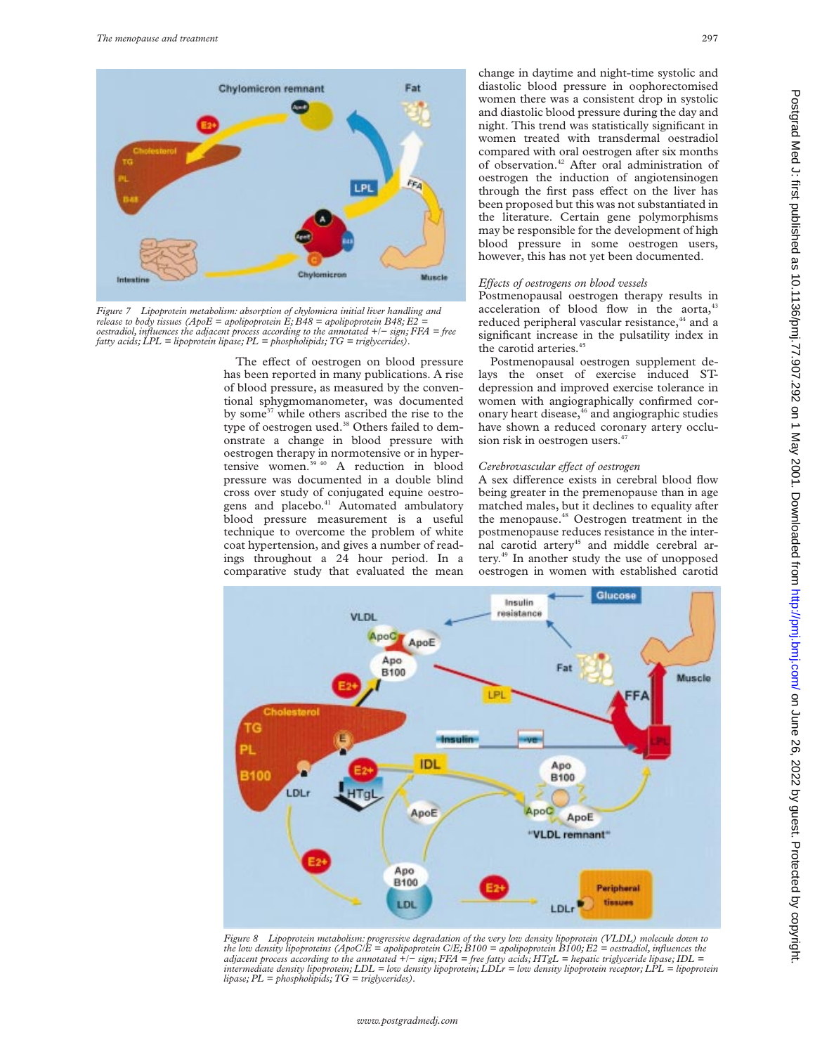Figure 7 Lipoprotein metabolism: absorption of chylomicra initial liver handling and release to body tissues (ApoE = apolipoprotein E; B48 = apolipoprotein B48; E2 = oestradiol, influences the adjacent process according to the annotated +/− sign; FFA = free fatty acids; LPL = lipoprotein lipase; PL = phospholipids; TG = triglycerides).

The effect of oestrogen on blood pressure has been reported in many publications. A rise of blood pressure, as measured by the conventional sphygmomanometer, was documented by some[37] while others ascribed the rise to the type of oestrogen used.[38] Others failed to demonstrate a change in blood pressure with oestrogen therapy in normotensive or in hypertensive women.[39 40] A reduction in blood pressure was documented in a double blind cross over study of conjugated equine oestrogens and placebo.[41] Automated ambulatory blood pressure measurement is a useful technique to overcome the problem of white coat hypertension, and gives a number of readings throughout a 24 hour period. In a comparative study that evaluated the mean change in daytime and night-time systolic and diastolic blood pressure in oophorectomised women there was a consistent drop in systolic and diastolic blood pressure during the day and night. This trend was statistically significant in women treated with transdermal oestradiol compared with oral oestrogen after six months of observation.[42] After oral administration of oestrogen the induction of angiotensinogen through the first pass effect on the liver has been proposed but this was not substantiated in the literature. Certain gene polymorphisms may be responsible for the development of high blood pressure in some oestrogen users, however, this has not yet been documented.

*Effects of oestrogens on blood vessels*

Postmenopausal oestrogen therapy results in acceleration of blood flow in the aorta,[43] reduced peripheral vascular resistance,[44] and a significant increase in the pulsatility index in the carotid arteries.[45]

Postmenopausal oestrogen supplement delays the onset of exercise induced ST-depression and improved exercise tolerance in women with angiographically confirmed coronary heart disease,[46] and angiographic studies have shown a reduced coronary artery occlusion risk in oestrogen users.[47]

*Cerebrovascular effect of oestrogen*

A sex difference exists in cerebral blood flow being greater in the premenopause than in age matched males, but it declines to equality after the menopause.[48] Oestrogen treatment in the postmenopause reduces resistance in the internal carotid artery[45] and middle cerebral artery.[49] In another study the use of unopposed oestrogen in women with established carotid

Figure 8 Lipoprotein metabolism: progressive degradation of the very low density lipoprotein (VLDL) molecule down to the low density lipoproteins (ApoC/E = apolipoprotein C/E; B100 = apolipoprotein B100; E2 = oestradiol, influences the adjacent process according to the annotated +/− sign; FFA = free fatty acids; HTgL = hepatic triglyceride lipase; IDL = intermediate density lipoprotein; LDL = low density lipoprotein; LDLr = low density lipoprotein receptor; LPL = lipoprotein lipase; PL = phospholipids; TG = triglycerides).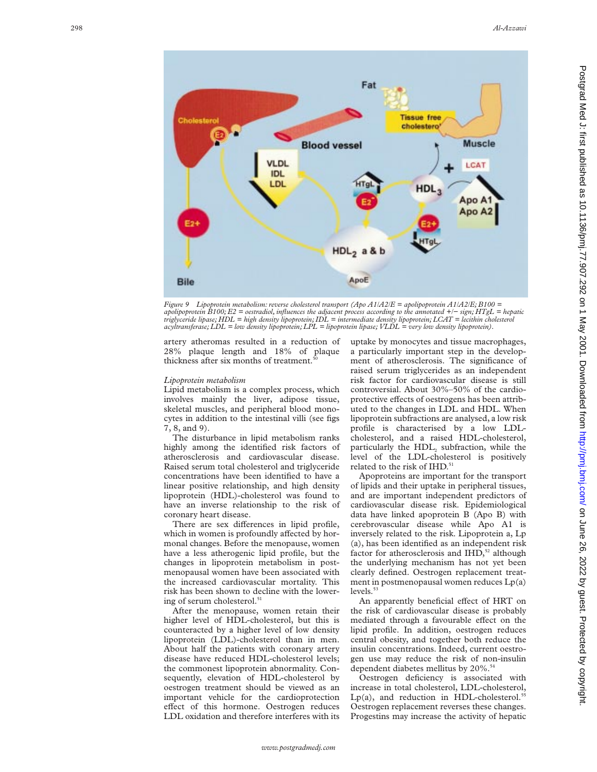Fat

Cholesterol

E2

Blood vessel

Tissue free cholesterol

Muscle

VLDL
IDL
LDL

HTgL

E2⁻

HDL$_3$

LCAT

Apo A1
Apo A2

E2+

E2+

HTgL

HDL$_2$ a & b

ApoE

Bile

*Figure 9 Lipoprotein metabolism: reverse cholesterol transport (Apo A1/A2/E = apolipoprotein A1/A2/E; B100 = apolipoprotein B100; E2 = oestradiol, influences the adjacent process according to the annotated +/− sign; HTgL = hepatic triglyceride lipase; HDL = high density lipoprotein; IDL = intermediate density lipoprotein; LCAT = lecithin cholesterol acyltransferase; LDL = low density lipoprotein; LPL = lipoprotein lipase; VLDL = very low density lipoprotein).*

artery atheromas resulted in a reduction of 28% plaque length and 18% of plaque thickness after six months of treatment.[50]

*Lipoprotein metabolism*

Lipid metabolism is a complex process, which involves mainly the liver, adipose tissue, skeletal muscles, and peripheral blood monocytes in addition to the intestinal villi (see figs 7, 8, and 9).

The disturbance in lipid metabolism ranks highly among the identified risk factors of atherosclerosis and cardiovascular disease. Raised serum total cholesterol and triglyceride concentrations have been identified to have a linear positive relationship, and high density lipoprotein (HDL)-cholesterol was found to have an inverse relationship to the risk of coronary heart disease.

There are sex differences in lipid profile, which in women is profoundly affected by hormonal changes. Before the menopause, women have a less atherogenic lipid profile, but the changes in lipoprotein metabolism in postmenopausal women have been associated with the increased cardiovascular mortality. This risk has been shown to decline with the lowering of serum cholesterol.[51]

After the menopause, women retain their higher level of HDL-cholesterol, but this is counteracted by a higher level of low density lipoprotein (LDL)-cholesterol than in men. About half the patients with coronary artery disease have reduced HDL-cholesterol levels; the commonest lipoprotein abnormality. Consequently, elevation of HDL-cholesterol by oestrogen treatment should be viewed as an important vehicle for the cardioprotection effect of this hormone. Oestrogen reduces LDL oxidation and therefore interferes with its uptake by monocytes and tissue macrophages, a particularly important step in the development of atherosclerosis. The significance of raised serum triglycerides as an independent risk factor for cardiovascular disease is still controversial. About 30%–50% of the cardioprotective effects of oestrogens has been attributed to the changes in LDL and HDL. When lipoprotein subfractions are analysed, a low risk profile is characterised by a low LDL-cholesterol, and a raised HDL-cholesterol, particularly the HDL$_2$ subfraction, while the level of the LDL-cholesterol is positively related to the risk of IHD.[51]

Apoproteins are important for the transport of lipids and their uptake in peripheral tissues, and are important independent predictors of cardiovascular disease risk. Epidemiological data have linked apoprotein B (Apo B) with cerebrovascular disease while Apo A1 is inversely related to the risk. Lipoprotein a, Lp (a), has been identified as an independent risk factor for atherosclerosis and IHD,[52] although the underlying mechanism has not yet been clearly defined. Oestrogen replacement treatment in postmenopausal women reduces Lp(a) levels.[53]

An apparently beneficial effect of HRT on the risk of cardiovascular disease is probably mediated through a favourable effect on the lipid profile. In addition, oestrogen reduces central obesity, and together both reduce the insulin concentrations. Indeed, current oestrogen use may reduce the risk of non-insulin dependent diabetes mellitus by 20%.[54]

Oestrogen deficiency is associated with increase in total cholesterol, LDL-cholesterol, Lp(a), and reduction in HDL-cholesterol.[55] Oestrogen replacement reverses these changes. Progestins may increase the activity of hepatic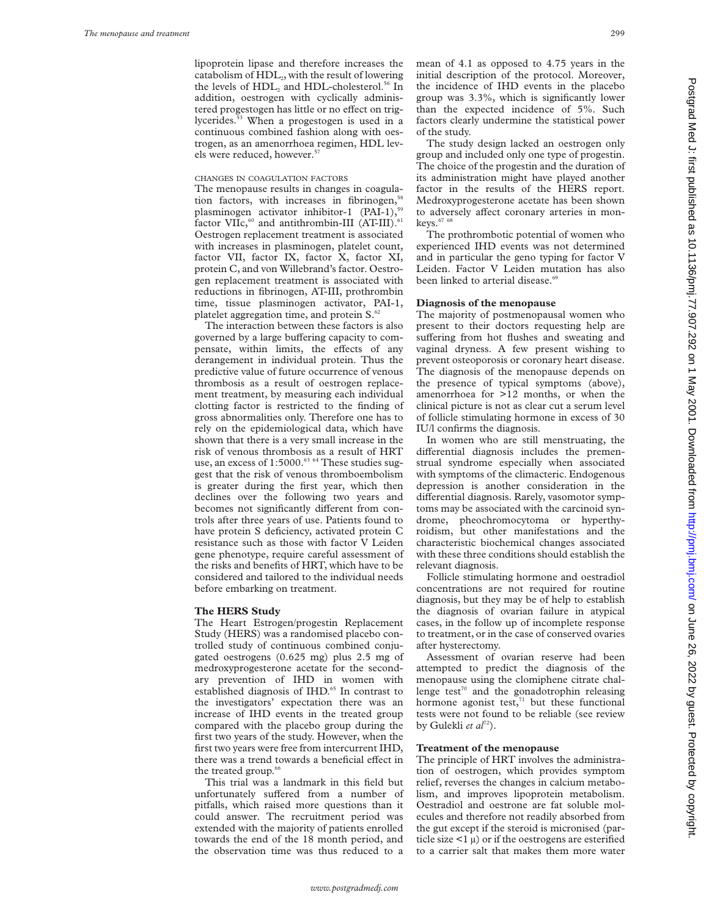lipoprotein lipase and therefore increases the catabolism of $HDL_2$, with the result of lowering the levels of $HDL_2$ and HDL-cholesterol.[56] In addition, oestrogen with cyclically administered progestogen has little or no effect on triglycerides.[53] When a progestogen is used in a continuous combined fashion along with oestrogen, as an amenorrhoea regimen, HDL levels were reduced, however.[57]

### CHANGES IN COAGULATION FACTORS

The menopause results in changes in coagulation factors, with increases in fibrinogen,[58] plasminogen activator inhibitor-1 (PAI-1),[59] factor VIIc,[60] and antithrombin-III (AT-III).[61] Oestrogen replacement treatment is associated with increases in plasminogen, platelet count, factor VII, factor IX, factor X, factor XI, protein C, and von Willebrand's factor. Oestrogen replacement treatment is associated with reductions in fibrinogen, AT-III, prothrombin time, tissue plasminogen activator, PAI-1, platelet aggregation time, and protein S.[62]

The interaction between these factors is also governed by a large buffering capacity to compensate, within limits, the effects of any derangement in individual protein. Thus the predictive value of future occurrence of venous thrombosis as a result of oestrogen replacement treatment, by measuring each individual clotting factor is restricted to the finding of gross abnormalities only. Therefore one has to rely on the epidemiological data, which have shown that there is a very small increase in the risk of venous thrombosis as a result of HRT use, an excess of 1:5000.[63 64] These studies suggest that the risk of venous thromboembolism is greater during the first year, which then declines over the following two years and becomes not significantly different from controls after three years of use. Patients found to have protein S deficiency, activated protein C resistance such as those with factor V Leiden gene phenotype, require careful assessment of the risks and benefits of HRT, which have to be considered and tailored to the individual needs before embarking on treatment.

## The HERS Study

The Heart Estrogen/progestin Replacement Study (HERS) was a randomised placebo controlled study of continuous combined conjugated oestrogens (0.625 mg) plus 2.5 mg of medroxyprogesterone acetate for the secondary prevention of IHD in women with established diagnosis of IHD.[65] In contrast to the investigators' expectation there was an increase of IHD events in the treated group compared with the placebo group during the first two years of the study. However, when the first two years were free from intercurrent IHD, there was a trend towards a beneficial effect in the treated group.[66]

This trial was a landmark in this field but unfortunately suffered from a number of pitfalls, which raised more questions than it could answer. The recruitment period was extended with the majority of patients enrolled towards the end of the 18 month period, and the observation time was thus reduced to a mean of 4.1 as opposed to 4.75 years in the initial description of the protocol. Moreover, the incidence of IHD events in the placebo group was 3.3%, which is significantly lower than the expected incidence of 5%. Such factors clearly undermine the statistical power of the study.

The study design lacked an oestrogen only group and included only one type of progestin. The choice of the progestin and the duration of its administration might have played another factor in the results of the HERS report. Medroxyprogesterone acetate has been shown to adversely affect coronary arteries in monkeys.[67 68]

The prothrombotic potential of women who experienced IHD events was not determined and in particular the geno typing for factor V Leiden. Factor V Leiden mutation has also been linked to arterial disease.[69]

## Diagnosis of the menopause

The majority of postmenopausal women who present to their doctors requesting help are suffering from hot flushes and sweating and vaginal dryness. A few present wishing to prevent osteoporosis or coronary heart disease. The diagnosis of the menopause depends on the presence of typical symptoms (above), amenorrhoea for >12 months, or when the clinical picture is not as clear cut a serum level of follicle stimulating hormone in excess of 30 IU/l confirms the diagnosis.

In women who are still menstruating, the differential diagnosis includes the premenstrual syndrome especially when associated with symptoms of the climacteric. Endogenous depression is another consideration in the differential diagnosis. Rarely, vasomotor symptoms may be associated with the carcinoid syndrome, pheochromocytoma or hyperthyroidism, but other manifestations and the characteristic biochemical changes associated with these three conditions should establish the relevant diagnosis.

Follicle stimulating hormone and oestradiol concentrations are not required for routine diagnosis, but they may be of help to establish the diagnosis of ovarian failure in atypical cases, in the follow up of incomplete response to treatment, or in the case of conserved ovaries after hysterectomy.

Assessment of ovarian reserve had been attempted to predict the diagnosis of the menopause using the clomiphene citrate challenge test[70] and the gonadotrophin releasing hormone agonist test,[71] but these functional tests were not found to be reliable (see review by Gulekli *et al*[72]).

## Treatment of the menopause

The principle of HRT involves the administration of oestrogen, which provides symptom relief, reverses the changes in calcium metabolism, and improves lipoprotein metabolism. Oestradiol and oestrone are fat soluble molecules and therefore not readily absorbed from the gut except if the steroid is micronised (particle size <1 µ) or if the oestrogens are esterified to a carrier salt that makes them more water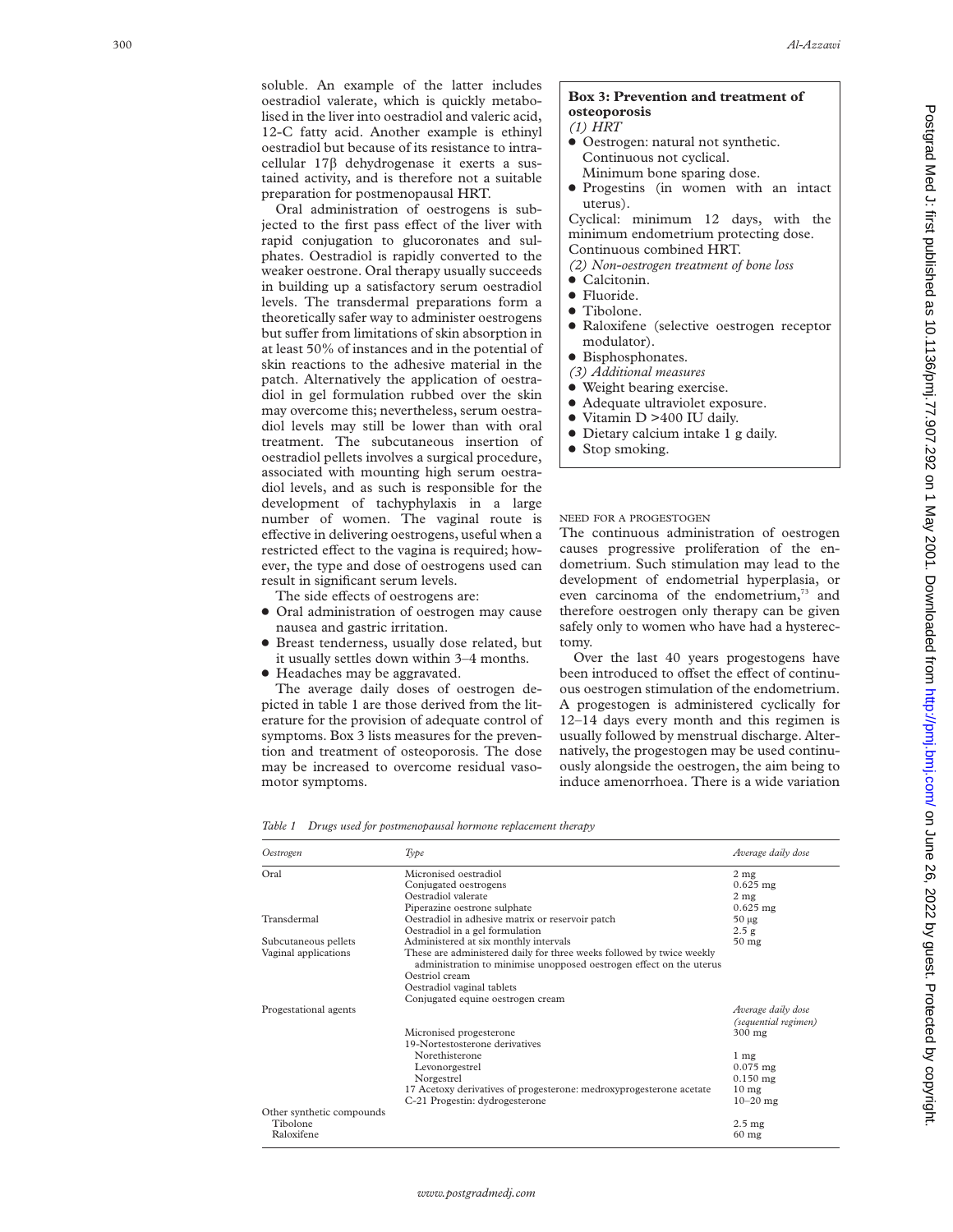soluble. An example of the latter includes oestradiol valerate, which is quickly metabolised in the liver into oestradiol and valeric acid, 12-C fatty acid. Another example is ethinyl oestradiol but because of its resistance to intracellular 17β dehydrogenase it exerts a sustained activity, and is therefore not a suitable preparation for postmenopausal HRT.

Oral administration of oestrogens is subjected to the first pass effect of the liver with rapid conjugation to glucoronates and sulphates. Oestradiol is rapidly converted to the weaker oestrone. Oral therapy usually succeeds in building up a satisfactory serum oestradiol levels. The transdermal preparations form a theoretically safer way to administer oestrogens but suffer from limitations of skin absorption in at least 50% of instances and in the potential of skin reactions to the adhesive material in the patch. Alternatively the application of oestradiol in gel formulation rubbed over the skin may overcome this; nevertheless, serum oestradiol levels may still be lower than with oral treatment. The subcutaneous insertion of oestradiol pellets involves a surgical procedure, associated with mounting high serum oestradiol levels, and as such is responsible for the development of tachyphylaxis in a large number of women. The vaginal route is effective in delivering oestrogens, useful when a restricted effect to the vagina is required; however, the type and dose of oestrogens used can result in significant serum levels.

The side effects of oestrogens are:

- Oral administration of oestrogen may cause nausea and gastric irritation.
- Breast tenderness, usually dose related, but it usually settles down within 3–4 months.
- Headaches may be aggravated.

The average daily doses of oestrogen depicted in table 1 are those derived from the literature for the provision of adequate control of symptoms. Box 3 lists measures for the prevention and treatment of osteoporosis. The dose may be increased to overcome residual vasomotor symptoms.

**Box 3: Prevention and treatment of osteoporosis**

*(1) HRT*

- Oestrogen: natural not synthetic. Continuous not cyclical. Minimum bone sparing dose.
- Progestins (in women with an intact uterus).

Cyclical: minimum 12 days, with the minimum endometrium protecting dose.
Continuous combined HRT.

*(2) Non-oestrogen treatment of bone loss*

- Calcitonin.
- Fluoride.
- Tibolone.
- Raloxifene (selective oestrogen receptor modulator).
- Bisphosphonates.

*(3) Additional measures*

- Weight bearing exercise.
- Adequate ultraviolet exposure.
- Vitamin D >400 IU daily.
- Dietary calcium intake 1 g daily.
- Stop smoking.

### NEED FOR A PROGESTOGEN

The continuous administration of oestrogen causes progressive proliferation of the endometrium. Such stimulation may lead to the development of endometrial hyperplasia, or even carcinoma of the endometrium,[73] and therefore oestrogen only therapy can be given safely only to women who have had a hysterectomy.

Over the last 40 years progestogens have been introduced to offset the effect of continuous oestrogen stimulation of the endometrium. A progestogen is administered cyclically for 12–14 days every month and this regimen is usually followed by menstrual discharge. Alternatively, the progestogen may be used continuously alongside the oestrogen, the aim being to induce amenorrhoea. There is a wide variation

*Table 1 Drugs used for postmenopausal hormone replacement therapy*

| *Oestrogen* | *Type* | *Average daily dose* |
|---|---|---|
| Oral | Micronised oestradiol | 2 mg |
| | Conjugated oestrogens | 0.625 mg |
| | Oestradiol valerate | 2 mg |
| | Piperazine oestrone sulphate | 0.625 mg |
| Transdermal | Oestradiol in adhesive matrix or reservoir patch | 50 µg |
| | Oestradiol in a gel formulation | 2.5 g |
| Subcutaneous pellets | Administered at six monthly intervals | 50 mg |
| Vaginal applications | These are administered daily for three weeks followed by twice weekly administration to minimise unopposed oestrogen effect on the uterus | |
| | Oestriol cream | |
| | Oestradiol vaginal tablets | |
| | Conjugated equine oestrogen cream | |
| Progestational agents | | *Average daily dose (sequential regimen)* |
| | Micronised progesterone | 300 mg |
| | 19-Nortestosterone derivatives | |
| | Norethisterone | 1 mg |
| | Levonorgestrel | 0.075 mg |
| | Norgestrel | 0.150 mg |
| | 17 Acetoxy derivatives of progesterone: medroxyprogesterone acetate | 10 mg |
| | C-21 Progestin: dydrogesterone | 10–20 mg |
| Other synthetic compounds | | |
| Tibolone | | 2.5 mg |
| Raloxifene | | 60 mg |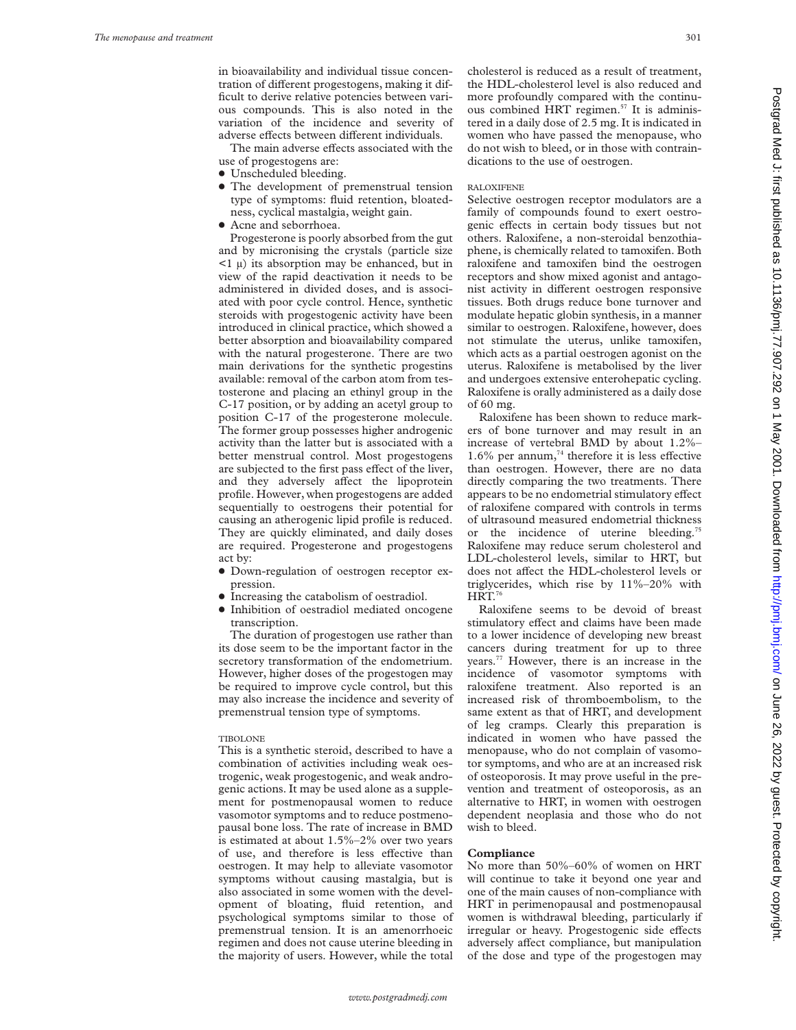in bioavailability and individual tissue concentration of different progestogens, making it difficult to derive relative potencies between various compounds. This is also noted in the variation of the incidence and severity of adverse effects between different individuals.

The main adverse effects associated with the use of progestogens are:

- Unscheduled bleeding.
- The development of premenstrual tension type of symptoms: fluid retention, bloatedness, cyclical mastalgia, weight gain.
- Acne and seborrhoea.

Progesterone is poorly absorbed from the gut and by micronising the crystals (particle size <1 µ) its absorption may be enhanced, but in view of the rapid deactivation it needs to be administered in divided doses, and is associated with poor cycle control. Hence, synthetic steroids with progestogenic activity have been introduced in clinical practice, which showed a better absorption and bioavailability compared with the natural progesterone. There are two main derivations for the synthetic progestins available: removal of the carbon atom from testosterone and placing an ethinyl group in the C-17 position, or by adding an acetyl group to position C-17 of the progesterone molecule. The former group possesses higher androgenic activity than the latter but is associated with a better menstrual control. Most progestogens are subjected to the first pass effect of the liver, and they adversely affect the lipoprotein profile. However, when progestogens are added sequentially to oestrogens their potential for causing an atherogenic lipid profile is reduced. They are quickly eliminated, and daily doses are required. Progesterone and progestogens act by:

- Down-regulation of oestrogen receptor expression.
- Increasing the catabolism of oestradiol.
- Inhibition of oestradiol mediated oncogene transcription.

The duration of progestogen use rather than its dose seem to be the important factor in the secretory transformation of the endometrium. However, higher doses of the progestogen may be required to improve cycle control, but this may also increase the incidence and severity of premenstrual tension type of symptoms.

#### TIBOLONE

This is a synthetic steroid, described to have a combination of activities including weak oestrogenic, weak progestogenic, and weak androgenic actions. It may be used alone as a supplement for postmenopausal women to reduce vasomotor symptoms and to reduce postmenopausal bone loss. The rate of increase in BMD is estimated at about 1.5%–2% over two years of use, and therefore is less effective than oestrogen. It may help to alleviate vasomotor symptoms without causing mastalgia, but is also associated in some women with the development of bloating, fluid retention, and psychological symptoms similar to those of premenstrual tension. It is an amenorrhoeic regimen and does not cause uterine bleeding in the majority of users. However, while the total cholesterol is reduced as a result of treatment, the HDL-cholesterol level is also reduced and more profoundly compared with the continuous combined HRT regimen.[57] It is administered in a daily dose of 2.5 mg. It is indicated in women who have passed the menopause, who do not wish to bleed, or in those with contraindications to the use of oestrogen.

#### RALOXIFENE

Selective oestrogen receptor modulators are a family of compounds found to exert oestrogenic effects in certain body tissues but not others. Raloxifene, a non-steroidal benzothiaphene, is chemically related to tamoxifen. Both raloxifene and tamoxifen bind the oestrogen receptors and show mixed agonist and antagonist activity in different oestrogen responsive tissues. Both drugs reduce bone turnover and modulate hepatic globin synthesis, in a manner similar to oestrogen. Raloxifene, however, does not stimulate the uterus, unlike tamoxifen, which acts as a partial oestrogen agonist on the uterus. Raloxifene is metabolised by the liver and undergoes extensive enterohepatic cycling. Raloxifene is orally administered as a daily dose of 60 mg.

Raloxifene has been shown to reduce markers of bone turnover and may result in an increase of vertebral BMD by about 1.2%–1.6% per annum,[74] therefore it is less effective than oestrogen. However, there are no data directly comparing the two treatments. There appears to be no endometrial stimulatory effect of raloxifene compared with controls in terms of ultrasound measured endometrial thickness or the incidence of uterine bleeding.[75] Raloxifene may reduce serum cholesterol and LDL-cholesterol levels, similar to HRT, but does not affect the HDL-cholesterol levels or triglycerides, which rise by 11%–20% with HRT.[76]

Raloxifene seems to be devoid of breast stimulatory effect and claims have been made to a lower incidence of developing new breast cancers during treatment for up to three years.[77] However, there is an increase in the incidence of vasomotor symptoms with raloxifene treatment. Also reported is an increased risk of thromboembolism, to the same extent as that of HRT, and development of leg cramps. Clearly this preparation is indicated in women who have passed the menopause, who do not complain of vasomotor symptoms, and who are at an increased risk of osteoporosis. It may prove useful in the prevention and treatment of osteoporosis, as an alternative to HRT, in women with oestrogen dependent neoplasia and those who do not wish to bleed.

### Compliance

No more than 50%–60% of women on HRT will continue to take it beyond one year and one of the main causes of non-compliance with HRT in perimenopausal and postmenopausal women is withdrawal bleeding, particularly if irregular or heavy. Progestogenic side effects adversely affect compliance, but manipulation of the dose and type of the progestogen may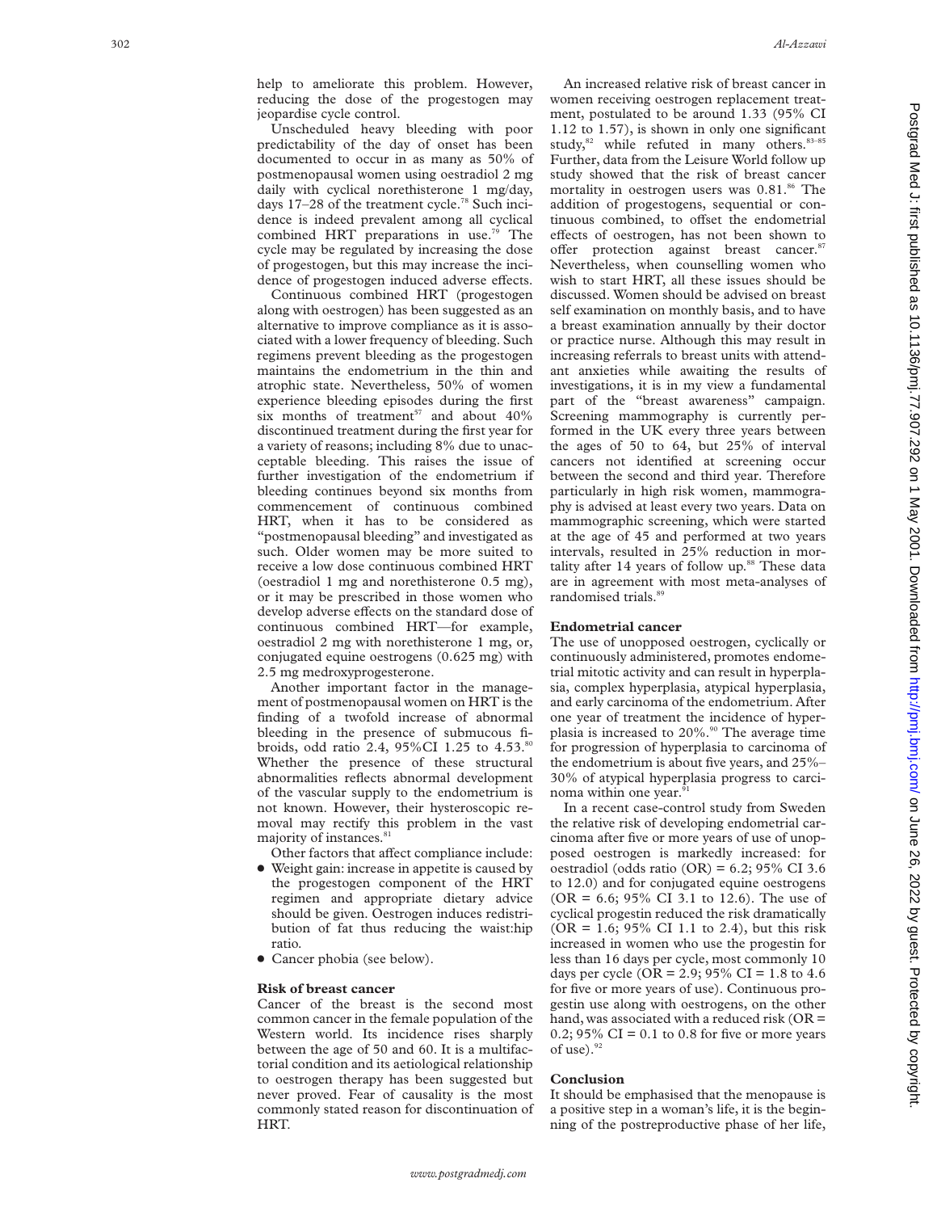help to ameliorate this problem. However, reducing the dose of the progestogen may jeopardise cycle control.

Unscheduled heavy bleeding with poor predictability of the day of onset has been documented to occur in as many as 50% of postmenopausal women using oestradiol 2 mg daily with cyclical norethisterone 1 mg/day, days 17–28 of the treatment cycle.[78] Such incidence is indeed prevalent among all cyclical combined HRT preparations in use.[79] The cycle may be regulated by increasing the dose of progestogen, but this may increase the incidence of progestogen induced adverse effects.

Continuous combined HRT (progestogen along with oestrogen) has been suggested as an alternative to improve compliance as it is associated with a lower frequency of bleeding. Such regimens prevent bleeding as the progestogen maintains the endometrium in the thin and atrophic state. Nevertheless, 50% of women experience bleeding episodes during the first six months of treatment[57] and about 40% discontinued treatment during the first year for a variety of reasons; including 8% due to unacceptable bleeding. This raises the issue of further investigation of the endometrium if bleeding continues beyond six months from commencement of continuous combined HRT, when it has to be considered as "postmenopausal bleeding" and investigated as such. Older women may be more suited to receive a low dose continuous combined HRT (oestradiol 1 mg and norethisterone 0.5 mg), or it may be prescribed in those women who develop adverse effects on the standard dose of continuous combined HRT—for example, oestradiol 2 mg with norethisterone 1 mg, or, conjugated equine oestrogens (0.625 mg) with 2.5 mg medroxyprogesterone.

Another important factor in the management of postmenopausal women on HRT is the finding of a twofold increase of abnormal bleeding in the presence of submucous fibroids, odd ratio 2.4, 95%CI 1.25 to 4.53.[80] Whether the presence of these structural abnormalities reflects abnormal development of the vascular supply to the endometrium is not known. However, their hysteroscopic removal may rectify this problem in the vast majority of instances.[81]

Other factors that affect compliance include:

- Weight gain: increase in appetite is caused by the progestogen component of the HRT regimen and appropriate dietary advice should be given. Oestrogen induces redistribution of fat thus reducing the waist:hip ratio.
- Cancer phobia (see below).

## Risk of breast cancer

Cancer of the breast is the second most common cancer in the female population of the Western world. Its incidence rises sharply between the age of 50 and 60. It is a multifactorial condition and its aetiological relationship to oestrogen therapy has been suggested but never proved. Fear of causality is the most commonly stated reason for discontinuation of HRT.

An increased relative risk of breast cancer in women receiving oestrogen replacement treatment, postulated to be around 1.33 (95% CI 1.12 to 1.57), is shown in only one significant study,[82] while refuted in many others.[83–85] Further, data from the Leisure World follow up study showed that the risk of breast cancer mortality in oestrogen users was 0.81.[86] The addition of progestogens, sequential or continuous combined, to offset the endometrial effects of oestrogen, has not been shown to offer protection against breast cancer.[87] Nevertheless, when counselling women who wish to start HRT, all these issues should be discussed. Women should be advised on breast self examination on monthly basis, and to have a breast examination annually by their doctor or practice nurse. Although this may result in increasing referrals to breast units with attendant anxieties while awaiting the results of investigations, it is in my view a fundamental part of the "breast awareness" campaign. Screening mammography is currently performed in the UK every three years between the ages of 50 to 64, but 25% of interval cancers not identified at screening occur between the second and third year. Therefore particularly in high risk women, mammography is advised at least every two years. Data on mammographic screening, which were started at the age of 45 and performed at two years intervals, resulted in 25% reduction in mortality after 14 years of follow up.[88] These data are in agreement with most meta-analyses of randomised trials.[89]

## Endometrial cancer

The use of unopposed oestrogen, cyclically or continuously administered, promotes endometrial mitotic activity and can result in hyperplasia, complex hyperplasia, atypical hyperplasia, and early carcinoma of the endometrium. After one year of treatment the incidence of hyperplasia is increased to 20%.[90] The average time for progression of hyperplasia to carcinoma of the endometrium is about five years, and 25%–30% of atypical hyperplasia progress to carcinoma within one year.[91]

In a recent case-control study from Sweden the relative risk of developing endometrial carcinoma after five or more years of use of unopposed oestrogen is markedly increased: for oestradiol (odds ratio (OR) = 6.2; 95% CI 3.6 to 12.0) and for conjugated equine oestrogens (OR = 6.6; 95% CI 3.1 to 12.6). The use of cyclical progestin reduced the risk dramatically (OR = 1.6; 95% CI 1.1 to 2.4), but this risk increased in women who use the progestin for less than 16 days per cycle, most commonly 10 days per cycle (OR = 2.9; 95% CI = 1.8 to 4.6 for five or more years of use). Continuous progestin use along with oestrogens, on the other hand, was associated with a reduced risk (OR = 0.2; 95% CI = 0.1 to 0.8 for five or more years of use).[92]

## Conclusion

It should be emphasised that the menopause is a positive step in a woman's life, it is the beginning of the postreproductive phase of her life,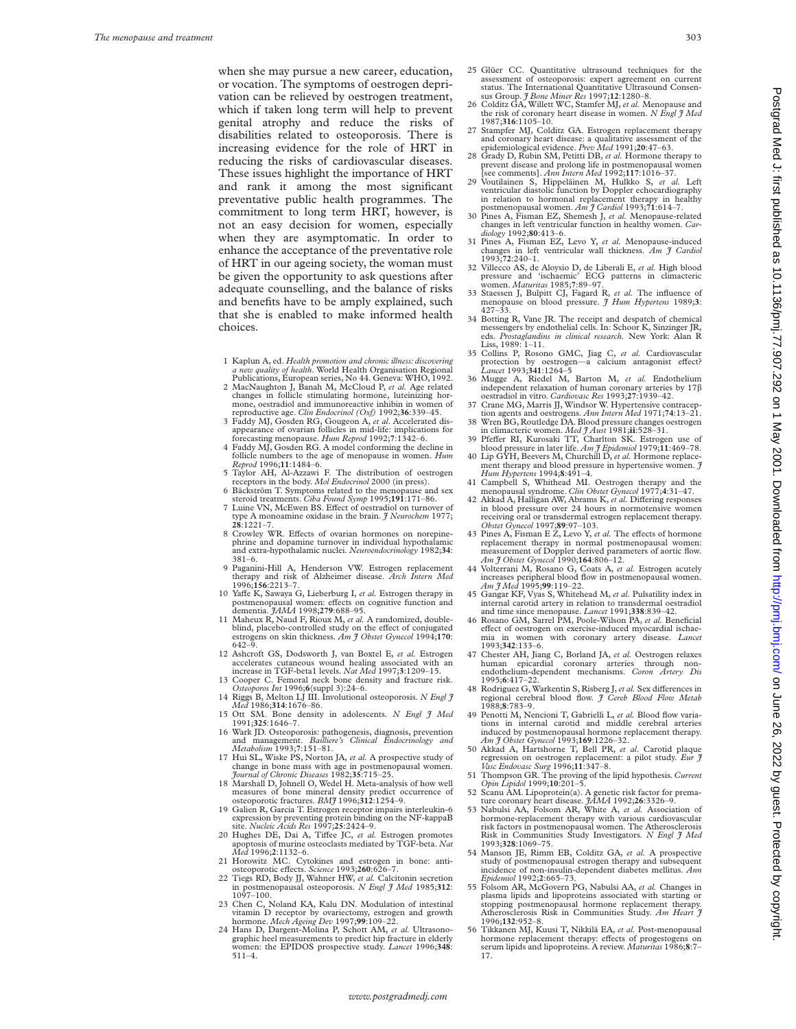when she may pursue a new career, education, or vocation. The symptoms of oestrogen deprivation can be relieved by oestrogen treatment, which if taken long term will help to prevent genital atrophy and reduce the risks of disabilities related to osteoporosis. There is increasing evidence for the role of HRT in reducing the risks of cardiovascular diseases. These issues highlight the importance of HRT and rank it among the most significant preventative public health programmes. The commitment to long term HRT, however, is not an easy decision for women, especially when they are asymptomatic. In order to enhance the acceptance of the preventative role of HRT in our ageing society, the woman must be given the opportunity to ask questions after adequate counselling, and the balance of risks and benefits have to be amply explained, such that she is enabled to make informed health choices.

1. Kaplun A, ed. *Health promotion and chronic illness: discovering a new quality of health*. World Health Organisation Regional Publications, European series, No 44. Geneva: WHO, 1992.
2. MacNaughton J, Banah M, McCloud P, *et al*. Age related changes in follicle stimulating hormone, luteinizing hormone, oestradiol and immunoreactive inhibin in women of reproductive age. *Clin Endocrinol (Oxf)* 1992;**36**:339–45.
3. Faddy MJ, Gosden RG, Gougeon A, *et al*. Accelerated disappearance of ovarian follicles in mid-life: implications for forecasting menopause. *Hum Reprod* 1992;**7**:1342–6.
4. Faddy MJ, Gosden RG. A model conforming the decline in follicle numbers to the age of menopause in women. *Hum Reprod* 1996;**11**:1484–6.
5. Taylor AH, Al-Azzawi F. The distribution of oestrogen receptors in the body. *Mol Endocrinol* 2000 (in press).
6. Bäckström T. Symptoms related to the menopause and sex steroid treatments. *Ciba Found Symp* 1995;**191**:171–86.
7. Luine VN, McEwen BS. Effect of oestradiol on turnover of type A monoamine oxidase in the brain. *J Neurochem* 1977; **28**:1221–7.
8. Crowley WR. Effects of ovarian hormones on norepinephrine and dopamine turnover in individual hypothalamic and extra-hypothalamic nuclei. *Neuroendocrinology* 1982;**34**: 381–6.
9. Paganini-Hill A, Henderson VW. Estrogen replacement therapy and risk of Alzheimer disease. *Arch Intern Med* 1996;**156**:2213–7.
10. Yaffe K, Sawaya G, Lieberburg I, *et al*. Estrogen therapy in postmenopausal women: effects on cognitive function and dementia. *JAMA* 1998;**279**:688–95.
11. Maheux R, Naud F, Rioux M, *et al*. A randomized, double-blind, placebo-controlled study on the effect of conjugated estrogens on skin thickness. *Am J Obstet Gynecol* 1994;**170**: 642–9.
12. Ashcroft GS, Dodsworth J, van Boxtel E, *et al*. Estrogen accelerates cutaneous wound healing associated with an increase in TGF-beta1 levels. *Nat Med* 1997;**3**:1209–15.
13. Cooper C. Femoral neck bone density and fracture risk. *Osteoporos Int* 1996;**6**(suppl 3):24–6.
14. Riggs B, Melton LJ III. Involutional osteoporosis. *N Engl J Med* 1986;**314**:1676–86.
15. Ott SM. Bone density in adolescents. *N Engl J Med* 1991;**325**:1646–7.
16. Wark JD. Osteoporosis: pathogenesis, diagnosis, prevention and management. *Baillière's Clinical Endocrinology and Metabolism* 1993;**7**:151–81.
17. Hui SL, Wiske PS, Norton JA, *et al*. A prospective study of change in bone mass with age in postmenopausal women. *Journal of Chronic Diseases* 1982;**35**:715–25.
18. Marshall D, Johnell O, Wedel H. Meta-analysis of how well measures of bone mineral density predict occurrence of osteoporotic fractures. *BMJ* 1996;**312**:1254–9.
19. Galien R, Garcia T. Estrogen receptor impairs interleukin-6 expression by preventing protein binding on the NF-kappaB site. *Nucleic Acids Res* 1997;**25**:2424–9.
20. Hughes DE, Dai A, Tiffee JC, *et al*. Estrogen promotes apoptosis of murine osteoclasts mediated by TGF-beta. *Nat Med* 1996;**2**:1132–6.
21. Horowitz MC. Cytokines and estrogen in bone: anti-osteoporotic effects. *Science* 1993;**260**:626–7.
22. Tiegs RD, Body JJ, Wahner HW, *et al*. Calcitonin secretion in postmenopausal osteoporosis. *N Engl J Med* 1985;**312**: 1097–100.
23. Chen C, Noland KA, Kalu DN. Modulation of intestinal vitamin D receptor by ovariectomy, estrogen and growth hormone. *Mech Ageing Dev* 1997;**99**:109–22.
24. Hans D, Dargent-Molina P, Schott AM, *et al*. Ultrasonographic heel measurements to predict hip fracture in elderly women: the EPIDOS prospective study. *Lancet* 1996;**348**: 511–4.
25. Glüer CC. Quantitative ultrasound techniques for the assessment of osteoporosis: expert agreement on current status. The International Quantitative Ultrasound Consensus Group. *J Bone Miner Res* 1997;**12**:1280–8.
26. Colditz GA, Willett WC, Stamfer MJ, *et al*. Menopause and the risk of coronary heart disease in women. *N Engl J Med* 1987;**316**:1105–10.
27. Stampfer MJ, Colditz GA. Estrogen replacement therapy and coronary heart disease: a qualitative assessment of the epidemiological evidence. *Prev Med* 1991;**20**:47–63.
28. Grady D, Rubin SM, Petitti DB, *et al*. Hormone therapy to prevent disease and prolong life in postmenopausal women [see comments]. *Ann Intern Med* 1992;**117**:1016–37.
29. Voutilainen S, Hippeläinen M, Hulkko S, *et al*. Left ventricular diastolic function by Doppler echocardiography in relation to hormonal replacement therapy in healthy postmenopausal women. *Am J Cardiol* 1993;**71**:614–7.
30. Pines A, Fisman EZ, Shemesh J, *et al*. Menopause-related changes in left ventricular function in healthy women. *Cardiology* 1992;**80**:413–6.
31. Pines A, Fisman EZ, Levo Y, *et al*. Menopause-induced changes in left ventricular wall thickness. *Am J Cardiol* 1993;**72**:240–1.
32. Villecco AS, de Aloysio D, de Liberali E, *et al*. High blood pressure and 'ischaemic' ECG patterns in climacteric women. *Maturitas* 1985;**7**:89–97.
33. Staessen J, Bulpitt CJ, Fagard R, *et al*. The influence of menopause on blood pressure. *J Hum Hypertens* 1989;**3**: 427–33.
34. Botting R, Vane JR. The receipt and despatch of chemical messengers by endothelial cells. In: Schoor K, Sinzinger JR, eds. *Prostaglandins in clinical research*. New York: Alan R Liss, 1989: 1–11.
35. Collins P, Rosono GMC, Jiag C, *et al*. Cardiovascular protection by oestrogen—a calcium antagonist effect? *Lancet* 1993;**341**:1264–5
36. Mugge A, Riedel M, Barton M, *et al*. Endothelium independent relaxation of human coronary arteries by 17β oestradiol in vitro. *Cardiovasc Res* 1993;**27**:1939–42.
37. Crane MG, Marris JJ, Windsor W. Hypertensive contraception agents and oestrogens. *Ann Intern Med* 1971;**74**:13–21.
38. Wren BG, Routledge DA. Blood pressure changes oestrogen in climacteric women. *Med J Aust* 1981;**ii**:528–31.
39. Pfeffer RI, Kurosaki TT, Charlton SK. Estrogen use of blood pressure in later life. *Am J Epidemiol* 1979;**11**:469–78.
40. Lip GYH, Beevers M, Churchill D, *et al*. Hormone replacement therapy and blood pressure in hypertensive women. *J Hum Hypertens* 1994;**8**:491–4.
41. Campbell S, Whitehead MI. Oestrogen therapy and the menopausal syndrome. *Clin Obstet Gynecol* 1977;**4**:31–47.
42. Akkad A, Halligan AW, Abrams K, *et al*. Differing responses in blood pressure over 24 hours in normotensive women receiving oral or transdermal estrogen replacement therapy. *Obstet Gynecol* 1997;**89**:97–103.
43. Pines A, Fisman E Z, Levo Y, *et al*. The effects of hormone replacement therapy in normal postmenopausal women: measurement of Doppler derived parameters of aortic flow. *Am J Obstet Gynecol* 1990;**164**:806–12.
44. Volterrani M, Rosano G, Coats A, *et al*. Estrogen acutely increases peripheral blood flow in postmenopausal women. *Am J Med* 1995;**99**:119–22.
45. Gangar KF, Vyas S, Whitehead M, *et al*. Pulsatility index in internal carotid artery in relation to transdermal oestradiol and time since menopause. *Lancet* 1991;**338**:839–42.
46. Rosano GM, Sarrel PM, Poole-Wilson PA, *et al*. Beneficial effect of oestrogen on exercise-induced myocardial ischaemia in women with coronary artery disease. *Lancet* 1993;**342**:133–6.
47. Chester AH, Jiang C, Borland JA, *et al*. Oestrogen relaxes human epicardial coronary arteries through non-endothelium-dependent mechanisms. *Coron Artery Dis* 1995;**6**:417–22.
48. Rodriguez G, Warkentin S, Risberg J, *et al*. Sex differences in regional cerebral blood flow. *J Cereb Blood Flow Metab* 1988;**8**:783–9.
49. Penotti M, Nencioni T, Gabrielli L, *et al*. Blood flow variations in internal carotid and middle cerebral arteries induced by postmenopausal hormone replacement therapy. *Am J Obstet Gynecol* 1993;**169**:1226–32.
50. Akkad A, Hartshorne T, Bell PR, *et al*. Carotid plaque regression on oestrogen replacement: a pilot study. *Eur J Vasc Endovasc Surg* 1996;**11**:347–8.
51. Thompson GR. The proving of the lipid hypothesis. *Current Opin Lipidol* 1999;**10**:201–5.
52. Scanu AM. Lipoprotein(a). A genetic risk factor for premature coronary heart disease. *JAMA* 1992;**26**:3326–9.
53. Nabulsi AA, Folsom AR, White A, *et al*. Association of hormone-replacement therapy with various cardiovascular risk factors in postmenopausal women. The Atherosclerosis Risk in Communities Study Investigators. *N Engl J Med* 1993;**328**:1069–75.
54. Manson JE, Rimm EB, Colditz GA, *et al*. A prospective study of postmenopausal estrogen therapy and subsequent incidence of non-insulin-dependent diabetes mellitus. *Ann Epidemiol* 1992;**2**:665–73.
55. Folsom AR, McGovern PG, Nabulsi AA, *et al*. Changes in plasma lipids and lipoproteins associated with starting or stopping postmenopausal hormone replacement therapy. Atherosclerosis Risk in Communities Study. *Am Heart J* 1996;**132**:952–8.
56. Tikkanen MJ, Kuusi T, Nikkilä EA, *et al*. Post-menopausal hormone replacement therapy: effects of progestogens on serum lipids and lipoproteins. A review. *Maturitas* 1986;**8**:7–17.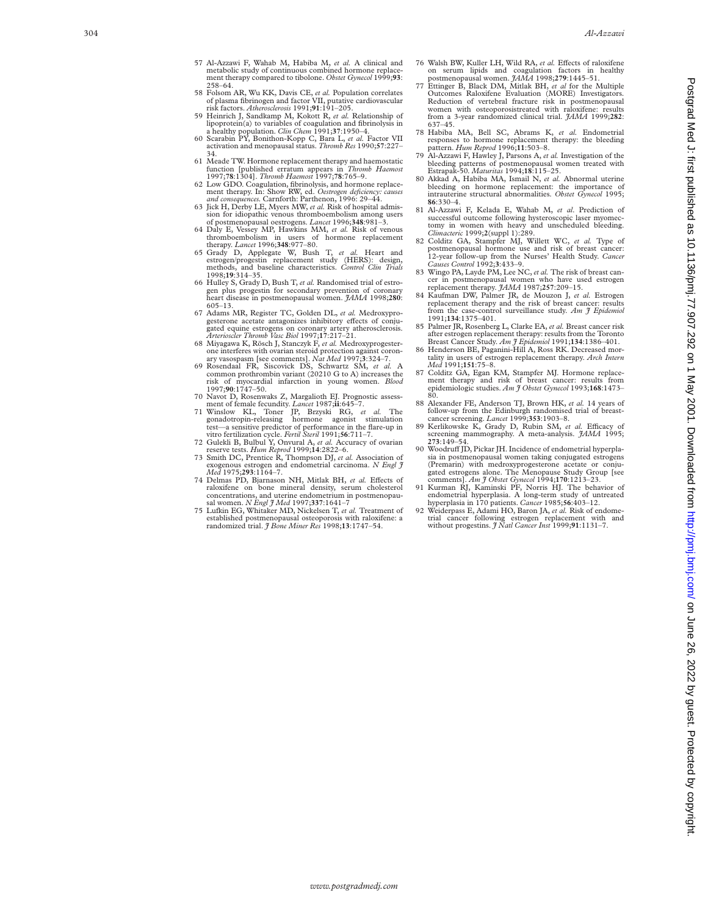57 Al-Azzawi F, Wahab M, Habiba M, *et al.* A clinical and metabolic study of continuous combined hormone replacement therapy compared to tibolone. *Obstet Gynecol* 1999;**93**: 258–64.

58 Folsom AR, Wu KK, Davis CE, *et al.* Population correlates of plasma fibrinogen and factor VII, putative cardiovascular risk factors. *Atherosclerosis* 1991;**91**:191–205.

59 Heinrich J, Sandkamp M, Kokott R, *et al.* Relationship of lipoprotein(a) to variables of coagulation and fibrinolysis in a healthy population. *Clin Chem* 1991;**37**:1950–4.

60 Scarabin PY, Bonithon-Kopp C, Bara L, *et al.* Factor VII activation and menopausal status. *Thromb Res* 1990;**57**:227–34.

61 Meade TW. Hormone replacement therapy and haemostatic function [published erratum appears in *Thromb Haemost* 1997;**78**:1304]. *Thromb Haemost* 1997;**78**:765–9.

62 Low GDO. Coagulation, fibrinolysis, and hormone replacement therapy. In: Show RW, ed. *Oestrogen deficiency: causes and consequences.* Carnforth: Parthenon, 1996: 29–44.

63 Jick H, Derby LE, Myers MW, *et al.* Risk of hospital admission for idiopathic venous thromboembolism among users of postmenopausal oestrogens. *Lancet* 1996;**348**:981–3.

64 Daly E, Vessey MP, Hawkins MM, *et al.* Risk of venous thromboembolism in users of hormone replacement therapy. *Lancet* 1996;**348**:977–80.

65 Grady D, Applegate W, Bush T, *et al.* Heart and estrogen/progestin replacement study (HERS): design, methods, and baseline characteristics. *Control Clin Trials* 1998;**19**:314–35.

66 Hulley S, Grady D, Bush T, *et al.* Randomised trial of estrogen plus progestin for secondary prevention of coronary heart disease in postmenopausal women. *JAMA* 1998;**280**: 605–13.

67 Adams MR, Register TC, Golden DL, *et al.* Medroxyprogesterone acetate antagonizes inhibitory effects of conjugated equine estrogens on coronary artery atherosclerosis. *Arterioscler Thromb Vasc Biol* 1997;**17**:217–21.

68 Miyagawa K, Rösch J, Stanczyk F, *et al.* Medroxyprogesterone interferes with ovarian steroid protection against coronary vasospasm [see comments]. *Nat Med* 1997;**3**:324–7.

69 Rosendaal FR, Siscovick DS, Schwartz SM, *et al.* A common prothrombin variant (20210 G to A) increases the risk of myocardial infarction in young women. *Blood* 1997;**90**:1747–50.

70 Navot D, Rosenwaks Z, Margalioth EJ. Prognostic assessment of female fecundity. *Lancet* 1987;**ii**:645–7.

71 Winslow KL, Toner JP, Brzyski RG, *et al.* The gonadotropin-releasing hormone agonist stimulation test—a sensitive predictor of performance in the flare-up in vitro fertilization cycle. *Fertil Steril* 1991;**56**:711–7.

72 Gulekli B, Bulbul Y, Onvural A, *et al.* Accuracy of ovarian reserve tests. *Hum Reprod* 1999;**14**:2822–6.

73 Smith DC, Prentice R, Thompson DJ, *et al.* Association of exogenous estrogen and endometrial carcinoma. *N Engl J Med* 1975;**293**:1164–7.

74 Delmas PD, Bjarnason NH, Mitlak BH, *et al.* Effects of raloxifene on bone mineral density, serum cholesterol concentrations, and uterine endometrium in postmenopausal women. *N Engl J Med* 1997;**337**:1641–7

75 Lufkin EG, Whitaker MD, Nickelsen T, *et al.* Treatment of established postmenopausal osteoporosis with raloxifene: a randomized trial. *J Bone Miner Res* 1998;**13**:1747–54.

76 Walsh BW, Kuller LH, Wild RA, *et al.* Effects of raloxifene on serum lipids and coagulation factors in healthy postmenopausal women. *JAMA* 1998;**279**:1445–51.

77 Ettinger B, Black DM, Mitlak BH, *et al* for the Multiple Outcomes Raloxifene Evaluation (MORE) Investigators. Reduction of vertebral fracture risk in postmenopausal women with osteoporosistreated with raloxifene: results from a 3-year randomized clinical trial. *JAMA* 1999;**282**: 637–45.

78 Habiba MA, Bell SC, Abrams K, *et al.* Endometrial responses to hormone replacement therapy: the bleeding pattern. *Hum Reprod* 1996;**11**:503–8.

79 Al-Azzawi F, Hawley J, Parsons A, *et al.* Investigation of the bleeding patterns of postmenopausal women treated with Estrapak-50. *Maturitas* 1994;**18**:115–25.

80 Akkad A, Habiba MA, Ismail N, *et al.* Abnormal uterine bleeding on hormone replacement: the importance of intrauterine structural abnormalities. *Obstet Gynecol* 1995; **86**:330–4.

81 Al-Azzawi F, Kelada E, Wahab M, *et al.* Prediction of successful outcome following hysteroscopic laser myomectomy in women with heavy and unscheduled bleeding. *Climacteric* 1999;**2**(suppl 1):289.

82 Colditz GA, Stampfer MJ, Willett WC, *et al.* Type of postmenopausal hormone use and risk of breast cancer: 12-year follow-up from the Nurses' Health Study. *Cancer Causes Control* 1992;**3**:433–9.

83 Wingo PA, Layde PM, Lee NC, *et al.* The risk of breast cancer in postmenopausal women who have used estrogen replacement therapy. *JAMA* 1987;**257**:209–15.

84 Kaufman DW, Palmer JR, de Mouzon J, *et al.* Estrogen replacement therapy and the risk of breast cancer: results from the case-control surveillance study. *Am J Epidemiol* 1991;**134**:1375–401.

85 Palmer JR, Rosenberg L, Clarke EA, *et al.* Breast cancer risk after estrogen replacement therapy: results from the Toronto Breast Cancer Study. *Am J Epidemiol* 1991;**134**:1386–401.

86 Henderson BE, Paganini-Hill A, Ross RK. Decreased mortality in users of estrogen replacement therapy. *Arch Intern Med* 1991;**151**:75–8.

87 Colditz GA, Egan KM, Stampfer MJ. Hormone replacement therapy and risk of breast cancer: results from epidemiologic studies. *Am J Obstet Gynecol* 1993;**168**:1473–80.

88 Alexander FE, Anderson TJ, Brown HK, *et al.* 14 years of follow-up from the Edinburgh randomised trial of breast-cancer screening. *Lancet* 1999;**353**:1903–8.

89 Kerlikowske K, Grady D, Rubin SM, *et al.* Efficacy of screening mammography. A meta-analysis. *JAMA* 1995; **273**:149–54.

90 Woodruff JD, Pickar JH. Incidence of endometrial hyperplasia in postmenopausal women taking conjugated estrogens (Premarin) with medroxyprogesterone acetate or conjugated estrogens alone. The Menopause Study Group [see comments]. *Am J Obstet Gynecol* 1994;**170**:1213–23.

91 Kurman RJ, Kaminski PF, Norris HJ. The behavior of endometrial hyperplasia. A long-term study of untreated hyperplasia in 170 patients. *Cancer* 1985;**56**:403–12.

92 Weiderpass E, Adami HO, Baron JA, *et al.* Risk of endometrial cancer following estrogen replacement with and without progestins. *J Natl Cancer Inst* 1999;**91**:1131–7.